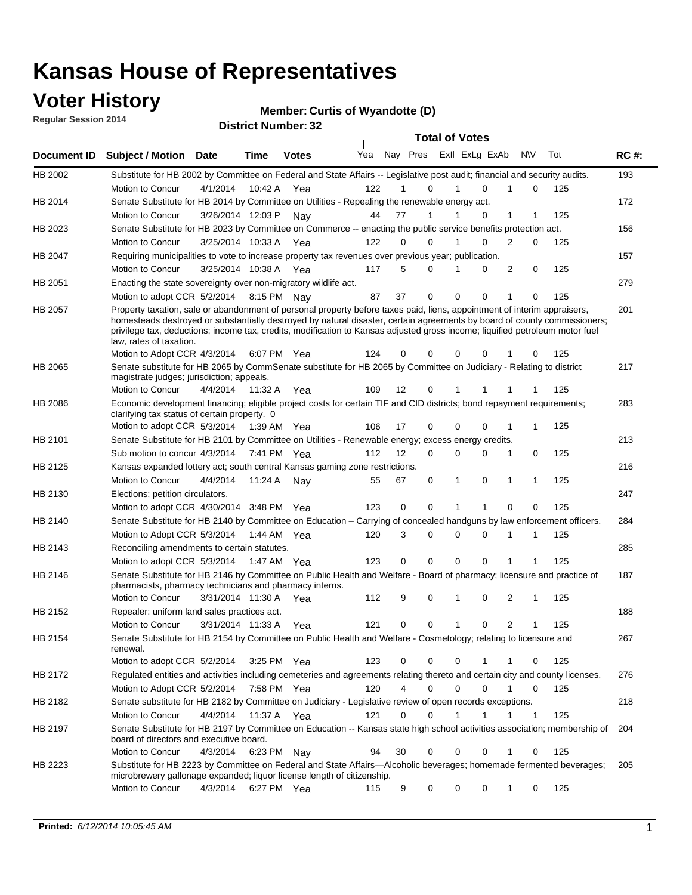# Kansas House of Representatives

## Voter History

**Regular Session 2014**

**Member: Curtis of Wyandotte (D)**

**District Number: 32**

| Document ID | Subject / Motion | Date | Time | Votes | Yea | Nay | Pres | ExII | ExLg | ExAb | N\V | Tot | RC #: |
|---|---|---|---|---|---|---|---|---|---|---|---|---|---|
| HB 2002 | Substitute for HB 2002 by Committee on Federal and State Affairs -- Legislative post audit; financial and security audits. | | | | | | | | | | | | 193 |
| | Motion to Concur | 4/1/2014 | 10:42 A | Yea | 122 | 1 | 0 | 1 | 0 | 1 | 0 | 125 | |
| HB 2014 | Senate Substitute for HB 2014 by Committee on Utilities - Repealing the renewable energy act. | | | | | | | | | | | | 172 |
| | Motion to Concur | 3/26/2014 | 12:03 P | Nay | 44 | 77 | 1 | 1 | 0 | 1 | 1 | 125 | |
| HB 2023 | Senate Substitute for HB 2023 by Committee on Commerce -- enacting the public service benefits protection act. | | | | | | | | | | | | 156 |
| | Motion to Concur | 3/25/2014 | 10:33 A | Yea | 122 | 0 | 0 | 1 | 0 | 2 | 0 | 125 | |
| HB 2047 | Requiring municipalities to vote to increase property tax revenues over previous year; publication. | | | | | | | | | | | | 157 |
| | Motion to Concur | 3/25/2014 | 10:38 A | Yea | 117 | 5 | 0 | 1 | 0 | 2 | 0 | 125 | |
| HB 2051 | Enacting the state sovereignty over non-migratory wildlife act. | | | | | | | | | | | | 279 |
| | Motion to adopt CCR | 5/2/2014 | 8:15 PM | Nay | 87 | 37 | 0 | 0 | 0 | 1 | 0 | 125 | |
| HB 2057 | Property taxation, sale or abandonment of personal property before taxes paid, liens, appointment of interim appraisers, homesteads destroyed or substantially destroyed by natural disaster, certain agreements by board of county commissioners; privilege tax, deductions; income tax, credits, modification to Kansas adjusted gross income; liquified petroleum motor fuel law, rates of taxation. | | | | | | | | | | | | 201 |
| | Motion to Adopt CCR | 4/3/2014 | 6:07 PM | Yea | 124 | 0 | 0 | 0 | 0 | 1 | 0 | 125 | |
| HB 2065 | Senate substitute for HB 2065 by CommSenate substitute for HB 2065 by Committee on Judiciary - Relating to district magistrate judges; jurisdiction; appeals. | | | | | | | | | | | | 217 |
| | Motion to Concur | 4/4/2014 | 11:32 A | Yea | 109 | 12 | 0 | 1 | 1 | 1 | 1 | 125 | |
| HB 2086 | Economic development financing; eligible project costs for certain TIF and CID districts; bond repayment requirements; clarifying tax status of certain property. 0 | | | | | | | | | | | | 283 |
| | Motion to adopt CCR | 5/3/2014 | 1:39 AM | Yea | 106 | 17 | 0 | 0 | 0 | 1 | 1 | 125 | |
| HB 2101 | Senate Substitute for HB 2101 by Committee on Utilities - Renewable energy; excess energy credits. | | | | | | | | | | | | 213 |
| | Sub motion to concur | 4/3/2014 | 7:41 PM | Yea | 112 | 12 | 0 | 0 | 0 | 1 | 0 | 125 | |
| HB 2125 | Kansas expanded lottery act; south central Kansas gaming zone restrictions. | | | | | | | | | | | | 216 |
| | Motion to Concur | 4/4/2014 | 11:24 A | Nay | 55 | 67 | 0 | 1 | 0 | 1 | 1 | 125 | |
| HB 2130 | Elections; petition circulators. | | | | | | | | | | | | 247 |
| | Motion to adopt CCR | 4/30/2014 | 3:48 PM | Yea | 123 | 0 | 0 | 1 | 1 | 0 | 0 | 125 | |
| HB 2140 | Senate Substitute for HB 2140 by Committee on Education – Carrying of concealed handguns by law enforcement officers. | | | | | | | | | | | | 284 |
| | Motion to Adopt CCR | 5/3/2014 | 1:44 AM | Yea | 120 | 3 | 0 | 0 | 0 | 1 | 1 | 125 | |
| HB 2143 | Reconciling amendments to certain statutes. | | | | | | | | | | | | 285 |
| | Motion to adopt CCR | 5/3/2014 | 1:47 AM | Yea | 123 | 0 | 0 | 0 | 0 | 1 | 1 | 125 | |
| HB 2146 | Senate Substitute for HB 2146 by Committee on Public Health and Welfare - Board of pharmacy; licensure and practice of pharmacists, pharmacy technicians and pharmacy interns. | | | | | | | | | | | | 187 |
| | Motion to Concur | 3/31/2014 | 11:30 A | Yea | 112 | 9 | 0 | 1 | 0 | 2 | 1 | 125 | |
| HB 2152 | Repealer: uniform land sales practices act. | | | | | | | | | | | | 188 |
| | Motion to Concur | 3/31/2014 | 11:33 A | Yea | 121 | 0 | 0 | 1 | 0 | 2 | 1 | 125 | |
| HB 2154 | Senate Substitute for HB 2154 by Committee on Public Health and Welfare - Cosmetology; relating to licensure and renewal. | | | | | | | | | | | | 267 |
| | Motion to adopt CCR | 5/2/2014 | 3:25 PM | Yea | 123 | 0 | 0 | 0 | 1 | 1 | 0 | 125 | |
| HB 2172 | Regulated entities and activities including cemeteries and agreements relating thereto and certain city and county licenses. | | | | | | | | | | | | 276 |
| | Motion to Adopt CCR | 5/2/2014 | 7:58 PM | Yea | 120 | 4 | 0 | 0 | 0 | 1 | 0 | 125 | |
| HB 2182 | Senate substitute for HB 2182 by Committee on Judiciary - Legislative review of open records exceptions. | | | | | | | | | | | | 218 |
| | Motion to Concur | 4/4/2014 | 11:37 A | Yea | 121 | 0 | 0 | 1 | 1 | 1 | 1 | 125 | |
| HB 2197 | Senate Substitute for HB 2197 by Committee on Education -- Kansas state high school activities association; membership of board of directors and executive board. | | | | | | | | | | | | 204 |
| | Motion to Concur | 4/3/2014 | 6:23 PM | Nay | 94 | 30 | 0 | 0 | 0 | 1 | 0 | 125 | |
| HB 2223 | Substitute for HB 2223 by Committee on Federal and State Affairs—Alcoholic beverages; homemade fermented beverages; microbrewery gallonage expanded; liquor license length of citizenship. | | | | | | | | | | | | 205 |
| | Motion to Concur | 4/3/2014 | 6:27 PM | Yea | 115 | 9 | 0 | 0 | 0 | 1 | 0 | 125 | |

**Printed:** *6/12/2014 10:05:45 AM*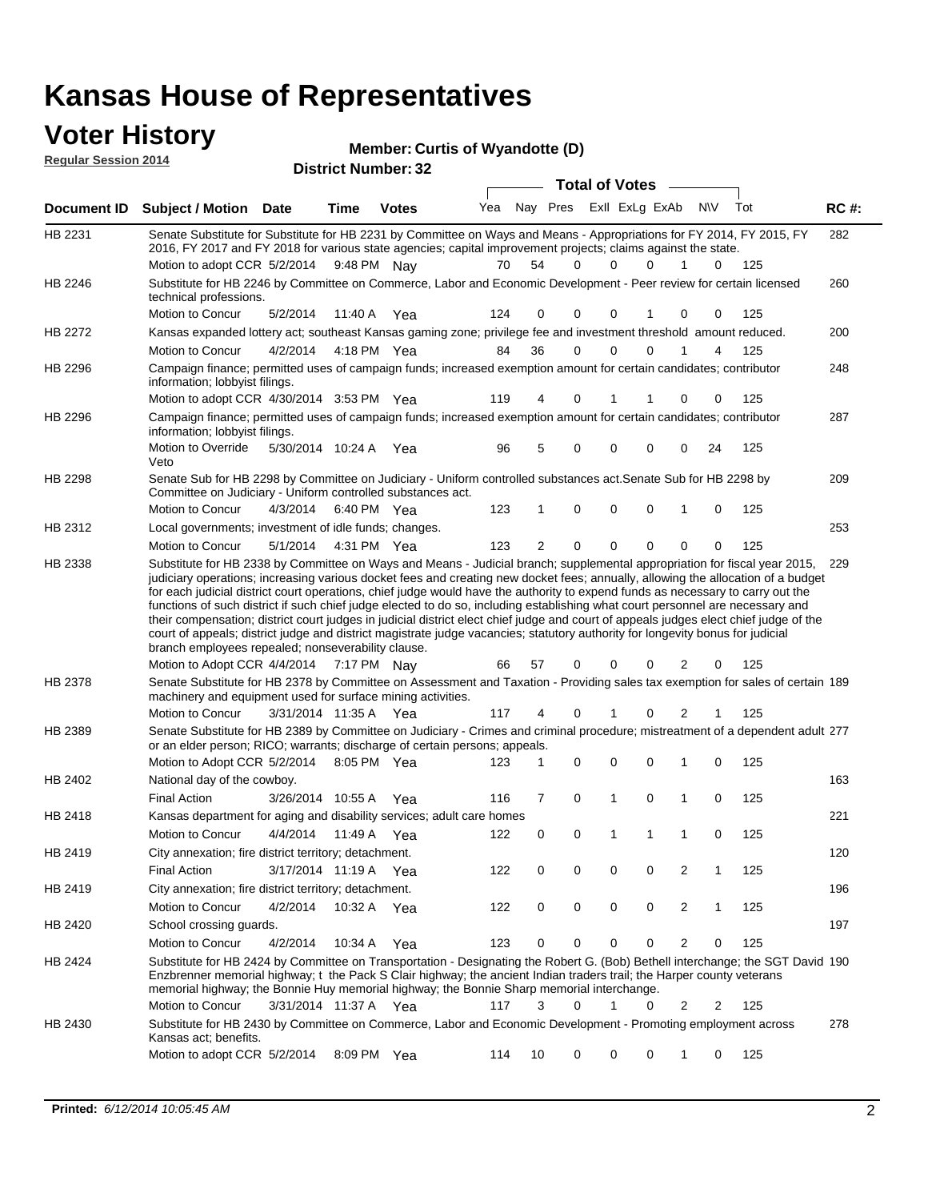# Kansas House of Representatives

## Voter History

**Regular Session 2014**

**Member: Curtis of Wyandotte (D)**

**District Number: 32**

| Document ID | Subject / Motion | Date | Time | Votes | Yea | Nay | Pres | ExII | ExLg | ExAb | N\V | Tot | RC #: |
|---|---|---|---|---|---|---|---|---|---|---|---|---|---|
| HB 2231 | Senate Substitute for Substitute for HB 2231 by Committee on Ways and Means - Appropriations for FY 2014, FY 2015, FY 2016, FY 2017 and FY 2018 for various state agencies; capital improvement projects; claims against the state. | | | | | | | | | | | | 282 |
| | Motion to adopt CCR | 5/2/2014 | 9:48 PM | Nay | 70 | 54 | 0 | 0 | 0 | 1 | 0 | 125 | |
| HB 2246 | Substitute for HB 2246 by Committee on Commerce, Labor and Economic Development - Peer review for certain licensed technical professions. | | | | | | | | | | | | 260 |
| | Motion to Concur | 5/2/2014 | 11:40 A | Yea | 124 | 0 | 0 | 0 | 1 | 0 | 0 | 125 | |
| HB 2272 | Kansas expanded lottery act; southeast Kansas gaming zone; privilege fee and investment threshold amount reduced. | | | | | | | | | | | | 200 |
| | Motion to Concur | 4/2/2014 | 4:18 PM | Yea | 84 | 36 | 0 | 0 | 0 | 1 | 4 | 125 | |
| HB 2296 | Campaign finance; permitted uses of campaign funds; increased exemption amount for certain candidates; contributor information; lobbyist filings. | | | | | | | | | | | | 248 |
| | Motion to adopt CCR | 4/30/2014 | 3:53 PM | Yea | 119 | 4 | 0 | 1 | 1 | 0 | 0 | 125 | |
| HB 2296 | Campaign finance; permitted uses of campaign funds; increased exemption amount for certain candidates; contributor information; lobbyist filings. | | | | | | | | | | | | 287 |
| | Motion to Override Veto | 5/30/2014 | 10:24 A | Yea | 96 | 5 | 0 | 0 | 0 | 0 | 24 | 125 | |
| HB 2298 | Senate Sub for HB 2298 by Committee on Judiciary - Uniform controlled substances act.Senate Sub for HB 2298 by Committee on Judiciary - Uniform controlled substances act. | | | | | | | | | | | | 209 |
| | Motion to Concur | 4/3/2014 | 6:40 PM | Yea | 123 | 1 | 0 | 0 | 0 | 1 | 0 | 125 | |
| HB 2312 | Local governments; investment of idle funds; changes. | | | | | | | | | | | | 253 |
| | Motion to Concur | 5/1/2014 | 4:31 PM | Yea | 123 | 2 | 0 | 0 | 0 | 0 | 0 | 125 | |
| HB 2338 | Substitute for HB 2338 by Committee on Ways and Means - Judicial branch; supplemental appropriation for fiscal year 2015, judiciary operations; increasing various docket fees and creating new docket fees; annually, allowing the allocation of a budget for each judicial district court operations, chief judge would have the authority to expend funds as necessary to carry out the functions of such district if such chief judge elected to do so, including establishing what court personnel are necessary and their compensation; district court judges in judicial district elect chief judge and court of appeals judges elect chief judge of the court of appeals; district judge and district magistrate judge vacancies; statutory authority for longevity bonus for judicial branch employees repealed; nonseverability clause. | | | | | | | | | | | | 229 |
| | Motion to Adopt CCR | 4/4/2014 | 7:17 PM | Nay | 66 | 57 | 0 | 0 | 0 | 2 | 0 | 125 | |
| HB 2378 | Senate Substitute for HB 2378 by Committee on Assessment and Taxation - Providing sales tax exemption for sales of certain machinery and equipment used for surface mining activities. | | | | | | | | | | | | 189 |
| | Motion to Concur | 3/31/2014 | 11:35 A | Yea | 117 | 4 | 0 | 1 | 0 | 2 | 1 | 125 | |
| HB 2389 | Senate Substitute for HB 2389 by Committee on Judiciary - Crimes and criminal procedure; mistreatment of a dependent adult or an elder person; RICO; warrants; discharge of certain persons; appeals. | | | | | | | | | | | | 277 |
| | Motion to Adopt CCR | 5/2/2014 | 8:05 PM | Yea | 123 | 1 | 0 | 0 | 0 | 1 | 0 | 125 | |
| HB 2402 | National day of the cowboy. | | | | | | | | | | | | 163 |
| | Final Action | 3/26/2014 | 10:55 A | Yea | 116 | 7 | 0 | 1 | 0 | 1 | 0 | 125 | |
| HB 2418 | Kansas department for aging and disability services; adult care homes | | | | | | | | | | | | 221 |
| | Motion to Concur | 4/4/2014 | 11:49 A | Yea | 122 | 0 | 0 | 1 | 1 | 1 | 0 | 125 | |
| HB 2419 | City annexation; fire district territory; detachment. | | | | | | | | | | | | 120 |
| | Final Action | 3/17/2014 | 11:19 A | Yea | 122 | 0 | 0 | 0 | 0 | 2 | 1 | 125 | |
| HB 2419 | City annexation; fire district territory; detachment. | | | | | | | | | | | | 196 |
| | Motion to Concur | 4/2/2014 | 10:32 A | Yea | 122 | 0 | 0 | 0 | 0 | 2 | 1 | 125 | |
| HB 2420 | School crossing guards. | | | | | | | | | | | | 197 |
| | Motion to Concur | 4/2/2014 | 10:34 A | Yea | 123 | 0 | 0 | 0 | 0 | 2 | 0 | 125 | |
| HB 2424 | Substitute for HB 2424 by Committee on Transportation - Designating the Robert G. (Bob) Bethell interchange; the SGT David Enzbrenner memorial highway; t the Pack S Clair highway; the ancient Indian traders trail; the Harper county veterans memorial highway; the Bonnie Huy memorial highway; the Bonnie Sharp memorial interchange. | | | | | | | | | | | | 190 |
| | Motion to Concur | 3/31/2014 | 11:37 A | Yea | 117 | 3 | 0 | 1 | 0 | 2 | 2 | 125 | |
| HB 2430 | Substitute for HB 2430 by Committee on Commerce, Labor and Economic Development - Promoting employment across Kansas act; benefits. | | | | | | | | | | | | 278 |
| | Motion to adopt CCR | 5/2/2014 | 8:09 PM | Yea | 114 | 10 | 0 | 0 | 0 | 1 | 0 | 125 | |

**Printed:** *6/12/2014 10:05:45 AM*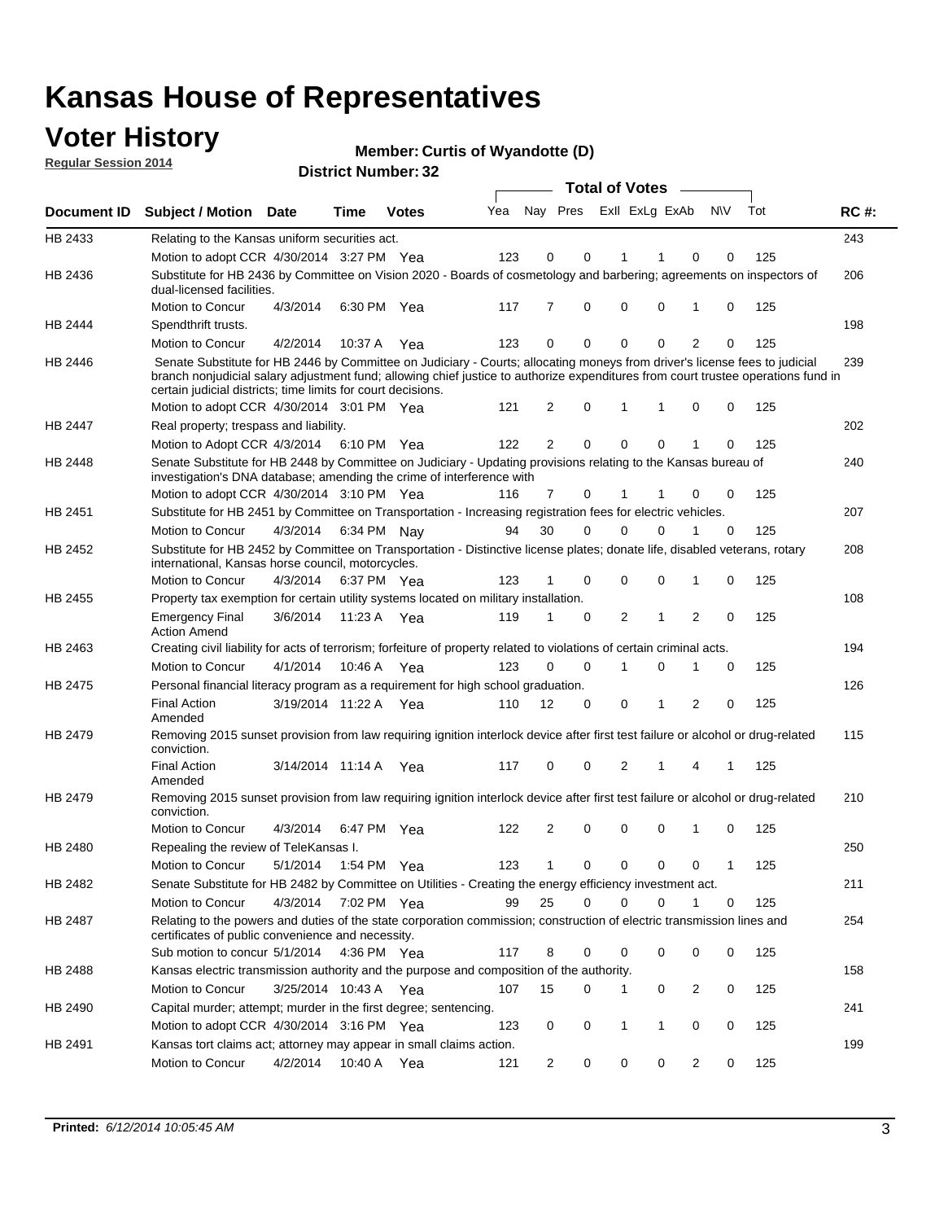# Kansas House of Representatives

## Voter History

**Regular Session 2014**

**Member: Curtis of Wyandotte (D)**

**District Number: 32**

| Document ID | Subject / Motion | Date | Time | Votes | Yea | Nay | Pres | ExII | ExLg | ExAb | N\V | Tot | RC #: |
|---|---|---|---|---|---|---|---|---|---|---|---|---|---|
| HB 2433 | Relating to the Kansas uniform securities act. | | | | | | | | | | | | 243 |
| | Motion to adopt CCR | 4/30/2014 | 3:27 PM | Yea | 123 | 0 | 0 | 1 | 1 | 0 | 0 | 125 | |
| HB 2436 | Substitute for HB 2436 by Committee on Vision 2020 - Boards of cosmetology and barbering; agreements on inspectors of dual-licensed facilities. | | | | | | | | | | | | 206 |
| | Motion to Concur | 4/3/2014 | 6:30 PM | Yea | 117 | 7 | 0 | 0 | 0 | 1 | 0 | 125 | |
| HB 2444 | Spendthrift trusts. | | | | | | | | | | | | 198 |
| | Motion to Concur | 4/2/2014 | 10:37 A | Yea | 123 | 0 | 0 | 0 | 0 | 2 | 0 | 125 | |
| HB 2446 | Senate Substitute for HB 2446 by Committee on Judiciary - Courts; allocating moneys from driver's license fees to judicial branch nonjudicial salary adjustment fund; allowing chief justice to authorize expenditures from court trustee operations fund in certain judicial districts; time limits for court decisions. | | | | | | | | | | | | 239 |
| | Motion to adopt CCR | 4/30/2014 | 3:01 PM | Yea | 121 | 2 | 0 | 1 | 1 | 0 | 0 | 125 | |
| HB 2447 | Real property; trespass and liability. | | | | | | | | | | | | 202 |
| | Motion to Adopt CCR | 4/3/2014 | 6:10 PM | Yea | 122 | 2 | 0 | 0 | 0 | 1 | 0 | 125 | |
| HB 2448 | Senate Substitute for HB 2448 by Committee on Judiciary - Updating provisions relating to the Kansas bureau of investigation's DNA database; amending the crime of interference with | | | | | | | | | | | | 240 |
| | Motion to adopt CCR | 4/30/2014 | 3:10 PM | Yea | 116 | 7 | 0 | 1 | 1 | 0 | 0 | 125 | |
| HB 2451 | Substitute for HB 2451 by Committee on Transportation - Increasing registration fees for electric vehicles. | | | | | | | | | | | | 207 |
| | Motion to Concur | 4/3/2014 | 6:34 PM | Nay | 94 | 30 | 0 | 0 | 0 | 1 | 0 | 125 | |
| HB 2452 | Substitute for HB 2452 by Committee on Transportation - Distinctive license plates; donate life, disabled veterans, rotary international, Kansas horse council, motorcycles. | | | | | | | | | | | | 208 |
| | Motion to Concur | 4/3/2014 | 6:37 PM | Yea | 123 | 1 | 0 | 0 | 0 | 1 | 0 | 125 | |
| HB 2455 | Property tax exemption for certain utility systems located on military installation. | | | | | | | | | | | | 108 |
| | Emergency Final Action Amend | 3/6/2014 | 11:23 A | Yea | 119 | 1 | 0 | 2 | 1 | 2 | 0 | 125 | |
| HB 2463 | Creating civil liability for acts of terrorism; forfeiture of property related to violations of certain criminal acts. | | | | | | | | | | | | 194 |
| | Motion to Concur | 4/1/2014 | 10:46 A | Yea | 123 | 0 | 0 | 1 | 0 | 1 | 0 | 125 | |
| HB 2475 | Personal financial literacy program as a requirement for high school graduation. | | | | | | | | | | | | 126 |
| | Final Action Amended | 3/19/2014 | 11:22 A | Yea | 110 | 12 | 0 | 0 | 1 | 2 | 0 | 125 | |
| HB 2479 | Removing 2015 sunset provision from law requiring ignition interlock device after first test failure or alcohol or drug-related conviction. | | | | | | | | | | | | 115 |
| | Final Action Amended | 3/14/2014 | 11:14 A | Yea | 117 | 0 | 0 | 2 | 1 | 4 | 1 | 125 | |
| HB 2479 | Removing 2015 sunset provision from law requiring ignition interlock device after first test failure or alcohol or drug-related conviction. | | | | | | | | | | | | 210 |
| | Motion to Concur | 4/3/2014 | 6:47 PM | Yea | 122 | 2 | 0 | 0 | 0 | 1 | 0 | 125 | |
| HB 2480 | Repealing the review of TeleKansas I. | | | | | | | | | | | | 250 |
| | Motion to Concur | 5/1/2014 | 1:54 PM | Yea | 123 | 1 | 0 | 0 | 0 | 0 | 1 | 125 | |
| HB 2482 | Senate Substitute for HB 2482 by Committee on Utilities - Creating the energy efficiency investment act. | | | | | | | | | | | | 211 |
| | Motion to Concur | 4/3/2014 | 7:02 PM | Yea | 99 | 25 | 0 | 0 | 0 | 1 | 0 | 125 | |
| HB 2487 | Relating to the powers and duties of the state corporation commission; construction of electric transmission lines and certificates of public convenience and necessity. | | | | | | | | | | | | 254 |
| | Sub motion to concur | 5/1/2014 | 4:36 PM | Yea | 117 | 8 | 0 | 0 | 0 | 0 | 0 | 125 | |
| HB 2488 | Kansas electric transmission authority and the purpose and composition of the authority. | | | | | | | | | | | | 158 |
| | Motion to Concur | 3/25/2014 | 10:43 A | Yea | 107 | 15 | 0 | 1 | 0 | 2 | 0 | 125 | |
| HB 2490 | Capital murder; attempt; murder in the first degree; sentencing. | | | | | | | | | | | | 241 |
| | Motion to adopt CCR | 4/30/2014 | 3:16 PM | Yea | 123 | 0 | 0 | 1 | 1 | 0 | 0 | 125 | |
| HB 2491 | Kansas tort claims act; attorney may appear in small claims action. | | | | | | | | | | | | 199 |
| | Motion to Concur | 4/2/2014 | 10:40 A | Yea | 121 | 2 | 0 | 0 | 0 | 2 | 0 | 125 | |

**Printed:** *6/12/2014 10:05:45 AM*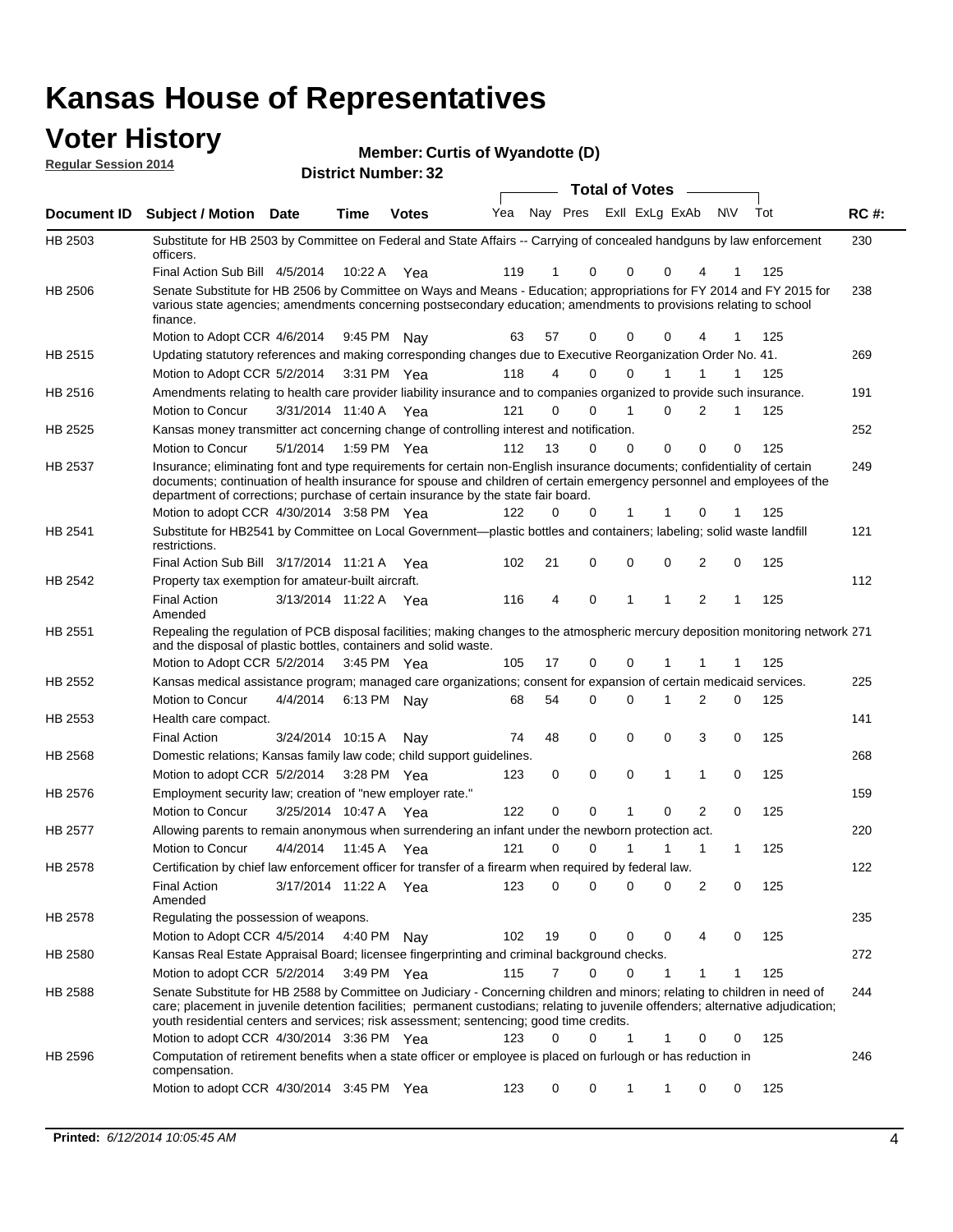# Kansas House of Representatives

## Voter History

**Regular Session 2014**

**Member: Curtis of Wyandotte (D)**

**District Number: 32**

| Document ID | Subject / Motion | Date | Time | Votes | Yea | Nay | Pres | ExII | ExLg | ExAb | N\V | Tot | RC #: |
|---|---|---|---|---|---|---|---|---|---|---|---|---|---|
| HB 2503 | Substitute for HB 2503 by Committee on Federal and State Affairs -- Carrying of concealed handguns by law enforcement officers. | | | | | | | | | | | | 230 |
| | Final Action Sub Bill | 4/5/2014 | 10:22 A | Yea | 119 | 1 | 0 | 0 | 0 | 4 | 1 | 125 | |
| HB 2506 | Senate Substitute for HB 2506 by Committee on Ways and Means - Education; appropriations for FY 2014 and FY 2015 for various state agencies; amendments concerning postsecondary education; amendments to provisions relating to school finance. | | | | | | | | | | | | 238 |
| | Motion to Adopt CCR | 4/6/2014 | 9:45 PM | Nay | 63 | 57 | 0 | 0 | 0 | 4 | 1 | 125 | |
| HB 2515 | Updating statutory references and making corresponding changes due to Executive Reorganization Order No. 41. | | | | | | | | | | | | 269 |
| | Motion to Adopt CCR | 5/2/2014 | 3:31 PM | Yea | 118 | 4 | 0 | 0 | 1 | 1 | 1 | 125 | |
| HB 2516 | Amendments relating to health care provider liability insurance and to companies organized to provide such insurance. | | | | | | | | | | | | 191 |
| | Motion to Concur | 3/31/2014 | 11:40 A | Yea | 121 | 0 | 0 | 1 | 0 | 2 | 1 | 125 | |
| HB 2525 | Kansas money transmitter act concerning change of controlling interest and notification. | | | | | | | | | | | | 252 |
| | Motion to Concur | 5/1/2014 | 1:59 PM | Yea | 112 | 13 | 0 | 0 | 0 | 0 | 0 | 125 | |
| HB 2537 | Insurance; eliminating font and type requirements for certain non-English insurance documents; confidentiality of certain documents; continuation of health insurance for spouse and children of certain emergency personnel and employees of the department of corrections; purchase of certain insurance by the state fair board. | | | | | | | | | | | | 249 |
| | Motion to adopt CCR | 4/30/2014 | 3:58 PM | Yea | 122 | 0 | 0 | 1 | 1 | 0 | 1 | 125 | |
| HB 2541 | Substitute for HB2541 by Committee on Local Government—plastic bottles and containers; labeling; solid waste landfill restrictions. | | | | | | | | | | | | 121 |
| | Final Action Sub Bill | 3/17/2014 | 11:21 A | Yea | 102 | 21 | 0 | 0 | 0 | 2 | 0 | 125 | |
| HB 2542 | Property tax exemption for amateur-built aircraft. | | | | | | | | | | | | 112 |
| | Final Action Amended | 3/13/2014 | 11:22 A | Yea | 116 | 4 | 0 | 1 | 1 | 2 | 1 | 125 | |
| HB 2551 | Repealing the regulation of PCB disposal facilities; making changes to the atmospheric mercury deposition monitoring network and the disposal of plastic bottles, containers and solid waste. | | | | | | | | | | | | 271 |
| | Motion to Adopt CCR | 5/2/2014 | 3:45 PM | Yea | 105 | 17 | 0 | 0 | 1 | 1 | 1 | 125 | |
| HB 2552 | Kansas medical assistance program; managed care organizations; consent for expansion of certain medicaid services. | | | | | | | | | | | | 225 |
| | Motion to Concur | 4/4/2014 | 6:13 PM | Nay | 68 | 54 | 0 | 0 | 1 | 2 | 0 | 125 | |
| HB 2553 | Health care compact. | | | | | | | | | | | | 141 |
| | Final Action | 3/24/2014 | 10:15 A | Nay | 74 | 48 | 0 | 0 | 0 | 3 | 0 | 125 | |
| HB 2568 | Domestic relations; Kansas family law code; child support guidelines. | | | | | | | | | | | | 268 |
| | Motion to adopt CCR | 5/2/2014 | 3:28 PM | Yea | 123 | 0 | 0 | 0 | 1 | 1 | 0 | 125 | |
| HB 2576 | Employment security law; creation of "new employer rate." | | | | | | | | | | | | 159 |
| | Motion to Concur | 3/25/2014 | 10:47 A | Yea | 122 | 0 | 0 | 1 | 0 | 2 | 0 | 125 | |
| HB 2577 | Allowing parents to remain anonymous when surrendering an infant under the newborn protection act. | | | | | | | | | | | | 220 |
| | Motion to Concur | 4/4/2014 | 11:45 A | Yea | 121 | 0 | 0 | 1 | 1 | 1 | 1 | 125 | |
| HB 2578 | Certification by chief law enforcement officer for transfer of a firearm when required by federal law. | | | | | | | | | | | | 122 |
| | Final Action Amended | 3/17/2014 | 11:22 A | Yea | 123 | 0 | 0 | 0 | 0 | 2 | 0 | 125 | |
| HB 2578 | Regulating the possession of weapons. | | | | | | | | | | | | 235 |
| | Motion to Adopt CCR | 4/5/2014 | 4:40 PM | Nay | 102 | 19 | 0 | 0 | 0 | 4 | 0 | 125 | |
| HB 2580 | Kansas Real Estate Appraisal Board; licensee fingerprinting and criminal background checks. | | | | | | | | | | | | 272 |
| | Motion to adopt CCR | 5/2/2014 | 3:49 PM | Yea | 115 | 7 | 0 | 0 | 1 | 1 | 1 | 125 | |
| HB 2588 | Senate Substitute for HB 2588 by Committee on Judiciary - Concerning children and minors; relating to children in need of care; placement in juvenile detention facilities; permanent custodians; relating to juvenile offenders; alternative adjudication; youth residential centers and services; risk assessment; sentencing; good time credits. | | | | | | | | | | | | 244 |
| | Motion to adopt CCR | 4/30/2014 | 3:36 PM | Yea | 123 | 0 | 0 | 1 | 1 | 0 | 0 | 125 | |
| HB 2596 | Computation of retirement benefits when a state officer or employee is placed on furlough or has reduction in compensation. | | | | | | | | | | | | 246 |
| | Motion to adopt CCR | 4/30/2014 | 3:45 PM | Yea | 123 | 0 | 0 | 1 | 1 | 0 | 0 | 125 | |

**Printed:** *6/12/2014 10:05:45 AM*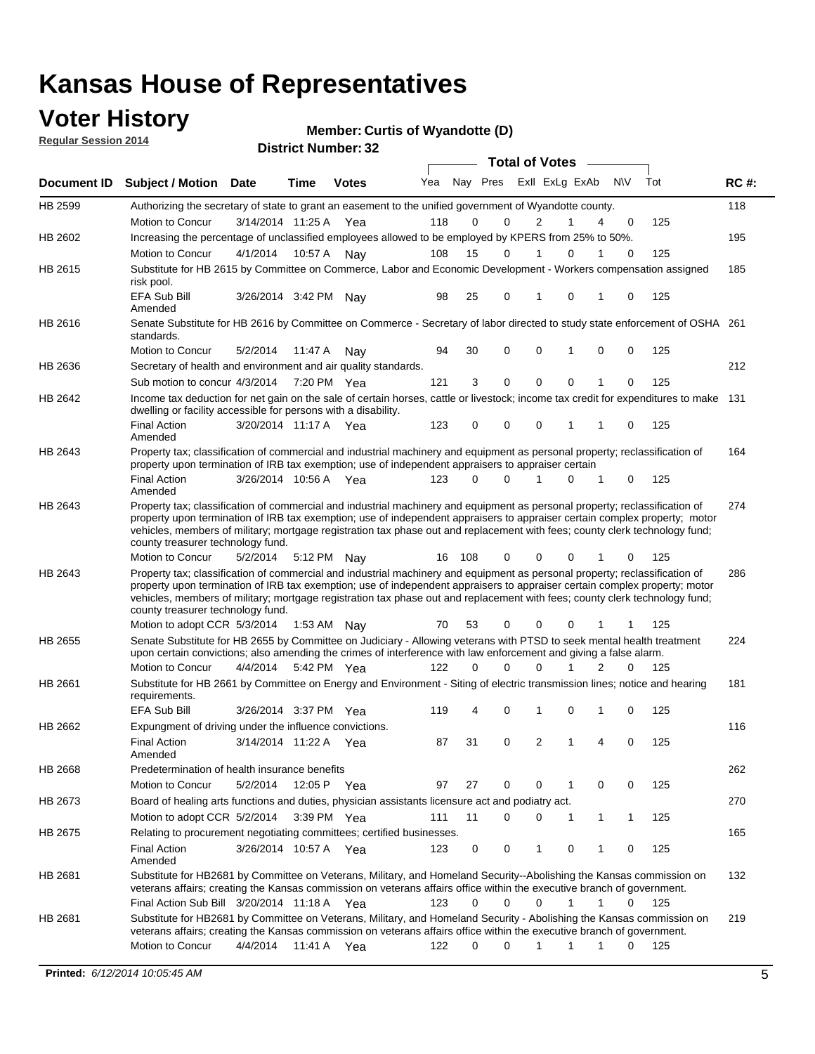# Kansas House of Representatives

## Voter History

**Regular Session 2014**

**Member: Curtis of Wyandotte (D)**

**District Number: 32**

| Document ID | Subject / Motion | Date | Time | Votes | Yea | Nay | Pres | ExII | ExLg | ExAb | N\V | Tot | RC #: |
|---|---|---|---|---|---|---|---|---|---|---|---|---|---|
| HB 2599 | Authorizing the secretary of state to grant an easement to the unified government of Wyandotte county. | | | | | | | | | | | | 118 |
| | Motion to Concur | 3/14/2014 | 11:25 A | Yea | 118 | 0 | 0 | 2 | 1 | 4 | 0 | 125 | |
| HB 2602 | Increasing the percentage of unclassified employees allowed to be employed by KPERS from 25% to 50%. | | | | | | | | | | | | 195 |
| | Motion to Concur | 4/1/2014 | 10:57 A | Nay | 108 | 15 | 0 | 1 | 0 | 1 | 0 | 125 | |
| HB 2615 | Substitute for HB 2615 by Committee on Commerce, Labor and Economic Development - Workers compensation assigned risk pool. | | | | | | | | | | | | 185 |
| | EFA Sub Bill Amended | 3/26/2014 | 3:42 PM | Nay | 98 | 25 | 0 | 1 | 0 | 1 | 0 | 125 | |
| HB 2616 | Senate Substitute for HB 2616 by Committee on Commerce - Secretary of labor directed to study state enforcement of OSHA standards. | | | | | | | | | | | | 261 |
| | Motion to Concur | 5/2/2014 | 11:47 A | Nay | 94 | 30 | 0 | 0 | 1 | 0 | 0 | 125 | |
| HB 2636 | Secretary of health and environment and air quality standards. | | | | | | | | | | | | 212 |
| | Sub motion to concur | 4/3/2014 | 7:20 PM | Yea | 121 | 3 | 0 | 0 | 0 | 1 | 0 | 125 | |
| HB 2642 | Income tax deduction for net gain on the sale of certain horses, cattle or livestock; income tax credit for expenditures to make dwelling or facility accessible for persons with a disability. | | | | | | | | | | | | 131 |
| | Final Action Amended | 3/20/2014 | 11:17 A | Yea | 123 | 0 | 0 | 0 | 1 | 1 | 0 | 125 | |
| HB 2643 | Property tax; classification of commercial and industrial machinery and equipment as personal property; reclassification of property upon termination of IRB tax exemption; use of independent appraisers to appraiser certain | | | | | | | | | | | | 164 |
| | Final Action Amended | 3/26/2014 | 10:56 A | Yea | 123 | 0 | 0 | 1 | 0 | 1 | 0 | 125 | |
| HB 2643 | Property tax; classification of commercial and industrial machinery and equipment as personal property; reclassification of property upon termination of IRB tax exemption; use of independent appraisers to appraiser certain complex property; motor vehicles, members of military; mortgage registration tax phase out and replacement with fees; county clerk technology fund; county treasurer technology fund. | | | | | | | | | | | | 274 |
| | Motion to Concur | 5/2/2014 | 5:12 PM | Nay | 16 | 108 | 0 | 0 | 0 | 1 | 0 | 125 | |
| HB 2643 | Property tax; classification of commercial and industrial machinery and equipment as personal property; reclassification of property upon termination of IRB tax exemption; use of independent appraisers to appraiser certain complex property; motor vehicles, members of military; mortgage registration tax phase out and replacement with fees; county clerk technology fund; county treasurer technology fund. | | | | | | | | | | | | 286 |
| | Motion to adopt CCR | 5/3/2014 | 1:53 AM | Nay | 70 | 53 | 0 | 0 | 0 | 1 | 1 | 125 | |
| HB 2655 | Senate Substitute for HB 2655 by Committee on Judiciary - Allowing veterans with PTSD to seek mental health treatment upon certain convictions; also amending the crimes of interference with law enforcement and giving a false alarm. | | | | | | | | | | | | 224 |
| | Motion to Concur | 4/4/2014 | 5:42 PM | Yea | 122 | 0 | 0 | 0 | 1 | 2 | 0 | 125 | |
| HB 2661 | Substitute for HB 2661 by Committee on Energy and Environment - Siting of electric transmission lines; notice and hearing requirements. | | | | | | | | | | | | 181 |
| | EFA Sub Bill | 3/26/2014 | 3:37 PM | Yea | 119 | 4 | 0 | 1 | 0 | 1 | 0 | 125 | |
| HB 2662 | Expungment of driving under the influence convictions. | | | | | | | | | | | | 116 |
| | Final Action Amended | 3/14/2014 | 11:22 A | Yea | 87 | 31 | 0 | 2 | 1 | 4 | 0 | 125 | |
| HB 2668 | Predetermination of health insurance benefits | | | | | | | | | | | | 262 |
| | Motion to Concur | 5/2/2014 | 12:05 P | Yea | 97 | 27 | 0 | 0 | 1 | 0 | 0 | 125 | |
| HB 2673 | Board of healing arts functions and duties, physician assistants licensure act and podiatry act. | | | | | | | | | | | | 270 |
| | Motion to adopt CCR | 5/2/2014 | 3:39 PM | Yea | 111 | 11 | 0 | 0 | 1 | 1 | 1 | 125 | |
| HB 2675 | Relating to procurement negotiating committees; certified businesses. | | | | | | | | | | | | 165 |
| | Final Action Amended | 3/26/2014 | 10:57 A | Yea | 123 | 0 | 0 | 1 | 0 | 1 | 0 | 125 | |
| HB 2681 | Substitute for HB2681 by Committee on Veterans, Military, and Homeland Security--Abolishing the Kansas commission on veterans affairs; creating the Kansas commission on veterans affairs office within the executive branch of government. | | | | | | | | | | | | 132 |
| | Final Action Sub Bill | 3/20/2014 | 11:18 A | Yea | 123 | 0 | 0 | 0 | 1 | 1 | 0 | 125 | |
| HB 2681 | Substitute for HB2681 by Committee on Veterans, Military, and Homeland Security - Abolishing the Kansas commission on veterans affairs; creating the Kansas commission on veterans affairs office within the executive branch of government. | | | | | | | | | | | | 219 |
| | Motion to Concur | 4/4/2014 | 11:41 A | Yea | 122 | 0 | 0 | 1 | 1 | 1 | 0 | 125 | |

**Printed:** *6/12/2014 10:05:45 AM*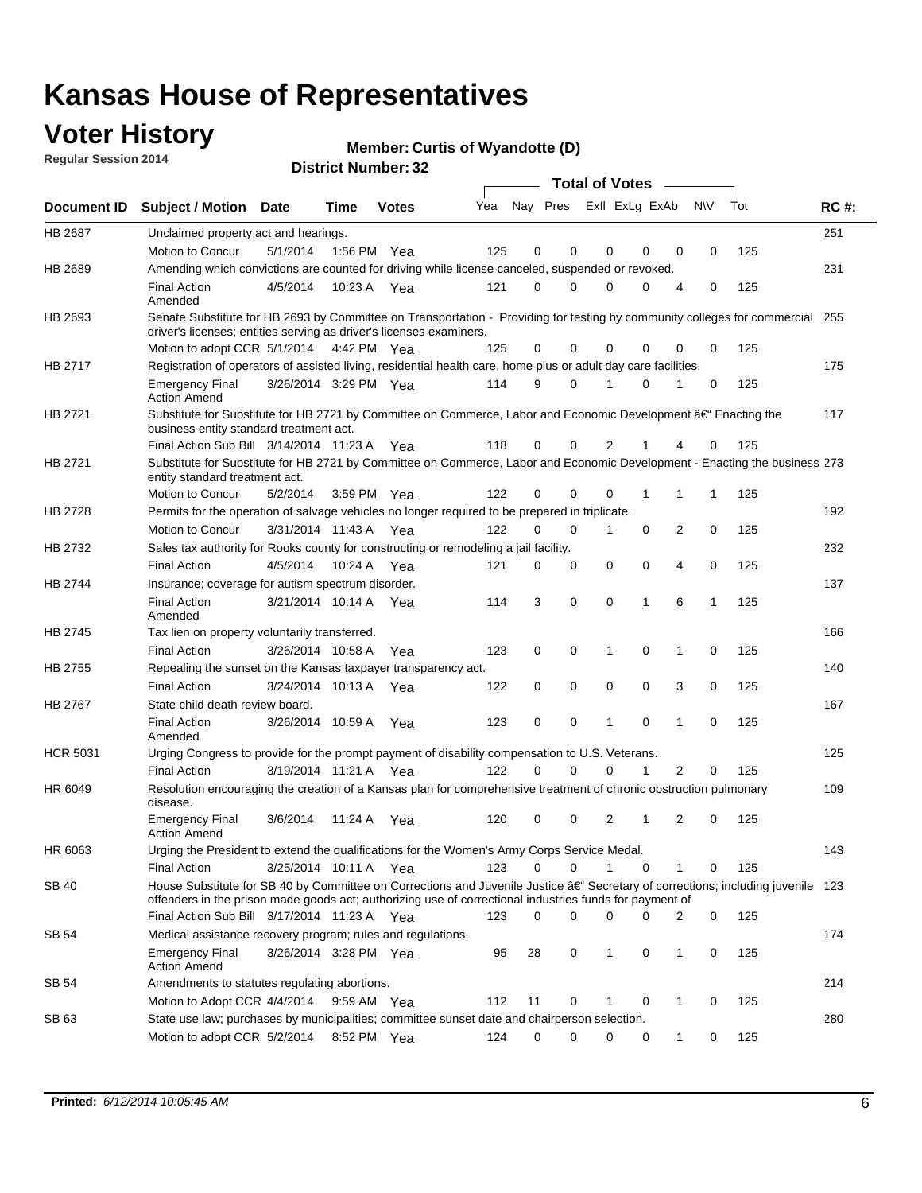# Kansas House of Representatives

## Voter History

**Regular Session 2014**

**Member: Curtis of Wyandotte (D)**

**District Number: 32**

| Document ID | Subject / Motion | Date | Time | Votes | Yea | Nay | Pres | ExII | ExLg | ExAb | N\V | Tot | RC #: |
|---|---|---|---|---|---|---|---|---|---|---|---|---|---|
| HB 2687 | Unclaimed property act and hearings. | | | | | | | | | | | | 251 |
| | Motion to Concur | 5/1/2014 | 1:56 PM | Yea | 125 | 0 | 0 | 0 | 0 | 0 | 0 | 125 | |
| HB 2689 | Amending which convictions are counted for driving while license canceled, suspended or revoked. | | | | | | | | | | | | 231 |
| | Final Action Amended | 4/5/2014 | 10:23 A | Yea | 121 | 0 | 0 | 0 | 0 | 4 | 0 | 125 | |
| HB 2693 | Senate Substitute for HB 2693 by Committee on Transportation - Providing for testing by community colleges for commercial driver's licenses; entities serving as driver's licenses examiners. | | | | | | | | | | | | 255 |
| | Motion to adopt CCR | 5/1/2014 | 4:42 PM | Yea | 125 | 0 | 0 | 0 | 0 | 0 | 0 | 125 | |
| HB 2717 | Registration of operators of assisted living, residential health care, home plus or adult day care facilities. | | | | | | | | | | | | 175 |
| | Emergency Final Action Amend | 3/26/2014 | 3:29 PM | Yea | 114 | 9 | 0 | 1 | 0 | 1 | 0 | 125 | |
| HB 2721 | Substitute for Substitute for HB 2721 by Committee on Commerce, Labor and Economic Development â€" Enacting the business entity standard treatment act. | | | | | | | | | | | | 117 |
| | Final Action Sub Bill | 3/14/2014 | 11:23 A | Yea | 118 | 0 | 0 | 2 | 1 | 4 | 0 | 125 | |
| HB 2721 | Substitute for Substitute for HB 2721 by Committee on Commerce, Labor and Economic Development - Enacting the business entity standard treatment act. | | | | | | | | | | | | 273 |
| | Motion to Concur | 5/2/2014 | 3:59 PM | Yea | 122 | 0 | 0 | 0 | 1 | 1 | 1 | 125 | |
| HB 2728 | Permits for the operation of salvage vehicles no longer required to be prepared in triplicate. | | | | | | | | | | | | 192 |
| | Motion to Concur | 3/31/2014 | 11:43 A | Yea | 122 | 0 | 0 | 1 | 0 | 2 | 0 | 125 | |
| HB 2732 | Sales tax authority for Rooks county for constructing or remodeling a jail facility. | | | | | | | | | | | | 232 |
| | Final Action | 4/5/2014 | 10:24 A | Yea | 121 | 0 | 0 | 0 | 0 | 4 | 0 | 125 | |
| HB 2744 | Insurance; coverage for autism spectrum disorder. | | | | | | | | | | | | 137 |
| | Final Action Amended | 3/21/2014 | 10:14 A | Yea | 114 | 3 | 0 | 0 | 1 | 6 | 1 | 125 | |
| HB 2745 | Tax lien on property voluntarily transferred. | | | | | | | | | | | | 166 |
| | Final Action | 3/26/2014 | 10:58 A | Yea | 123 | 0 | 0 | 1 | 0 | 1 | 0 | 125 | |
| HB 2755 | Repealing the sunset on the Kansas taxpayer transparency act. | | | | | | | | | | | | 140 |
| | Final Action | 3/24/2014 | 10:13 A | Yea | 122 | 0 | 0 | 0 | 0 | 3 | 0 | 125 | |
| HB 2767 | State child death review board. | | | | | | | | | | | | 167 |
| | Final Action Amended | 3/26/2014 | 10:59 A | Yea | 123 | 0 | 0 | 1 | 0 | 1 | 0 | 125 | |
| HCR 5031 | Urging Congress to provide for the prompt payment of disability compensation to U.S. Veterans. | | | | | | | | | | | | 125 |
| | Final Action | 3/19/2014 | 11:21 A | Yea | 122 | 0 | 0 | 0 | 1 | 2 | 0 | 125 | |
| HR 6049 | Resolution encouraging the creation of a Kansas plan for comprehensive treatment of chronic obstruction pulmonary disease. | | | | | | | | | | | | 109 |
| | Emergency Final Action Amend | 3/6/2014 | 11:24 A | Yea | 120 | 0 | 0 | 2 | 1 | 2 | 0 | 125 | |
| HR 6063 | Urging the President to extend the qualifications for the Women's Army Corps Service Medal. | | | | | | | | | | | | 143 |
| | Final Action | 3/25/2014 | 10:11 A | Yea | 123 | 0 | 0 | 1 | 0 | 1 | 0 | 125 | |
| SB 40 | House Substitute for SB 40 by Committee on Corrections and Juvenile Justice â€" Secretary of corrections; including juvenile offenders in the prison made goods act; authorizing use of correctional industries funds for payment of | | | | | | | | | | | | 123 |
| | Final Action Sub Bill | 3/17/2014 | 11:23 A | Yea | 123 | 0 | 0 | 0 | 0 | 2 | 0 | 125 | |
| SB 54 | Medical assistance recovery program; rules and regulations. | | | | | | | | | | | | 174 |
| | Emergency Final Action Amend | 3/26/2014 | 3:28 PM | Yea | 95 | 28 | 0 | 1 | 0 | 1 | 0 | 125 | |
| SB 54 | Amendments to statutes regulating abortions. | | | | | | | | | | | | 214 |
| | Motion to Adopt CCR | 4/4/2014 | 9:59 AM | Yea | 112 | 11 | 0 | 1 | 0 | 1 | 0 | 125 | |
| SB 63 | State use law; purchases by municipalities; committee sunset date and chairperson selection. | | | | | | | | | | | | 280 |
| | Motion to adopt CCR | 5/2/2014 | 8:52 PM | Yea | 124 | 0 | 0 | 0 | 0 | 1 | 0 | 125 | |

**Printed:** *6/12/2014 10:05:45 AM*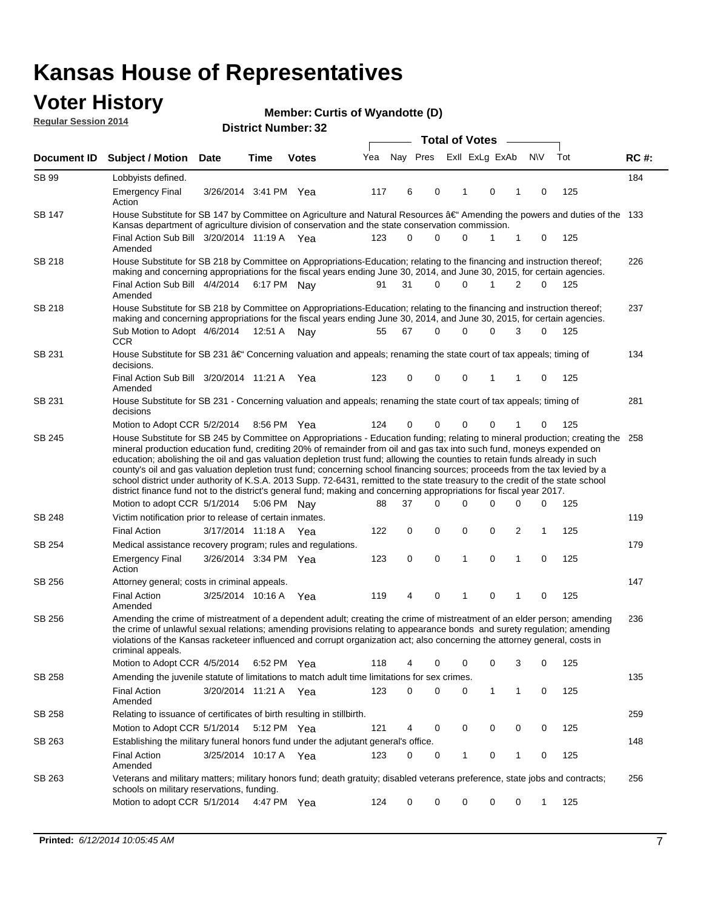# Kansas House of Representatives

## Voter History

**Regular Session 2014**

**Member: Curtis of Wyandotte (D)**

**District Number: 32**

| Document ID | Subject / Motion | Date | Time | Votes | Yea | Nay | Pres | ExlI | ExLg | ExAb | N\V | Tot | RC #: |
|---|---|---|---|---|---|---|---|---|---|---|---|---|---|
| SB 99 | Lobbyists defined. | | | | | | | | | | | | 184 |
| | Emergency Final Action | 3/26/2014 | 3:41 PM | Yea | 117 | 6 | 0 | 1 | 0 | 1 | 0 | 125 | |
| SB 147 | House Substitute for SB 147 by Committee on Agriculture and Natural Resources â€" Amending the powers and duties of the Kansas department of agriculture division of conservation and the state conservation commission. | | | | | | | | | | | | 133 |
| | Final Action Sub Bill Amended | 3/20/2014 | 11:19 A | Yea | 123 | 0 | 0 | 0 | 1 | 1 | 0 | 125 | |
| SB 218 | House Substitute for SB 218 by Committee on Appropriations-Education; relating to the financing and instruction thereof; making and concerning appropriations for the fiscal years ending June 30, 2014, and June 30, 2015, for certain agencies. | | | | | | | | | | | | 226 |
| | Final Action Sub Bill Amended | 4/4/2014 | 6:17 PM | Nay | 91 | 31 | 0 | 0 | 1 | 2 | 0 | 125 | |
| SB 218 | House Substitute for SB 218 by Committee on Appropriations-Education; relating to the financing and instruction thereof; making and concerning appropriations for the fiscal years ending June 30, 2014, and June 30, 2015, for certain agencies. | | | | | | | | | | | | 237 |
| | Sub Motion to Adopt CCR | 4/6/2014 | 12:51 A | Nay | 55 | 67 | 0 | 0 | 0 | 3 | 0 | 125 | |
| SB 231 | House Substitute for SB 231 â€" Concerning valuation and appeals; renaming the state court of tax appeals; timing of decisions. | | | | | | | | | | | | 134 |
| | Final Action Sub Bill Amended | 3/20/2014 | 11:21 A | Yea | 123 | 0 | 0 | 0 | 1 | 1 | 0 | 125 | |
| SB 231 | House Substitute for SB 231 - Concerning valuation and appeals; renaming the state court of tax appeals; timing of decisions | | | | | | | | | | | | 281 |
| | Motion to Adopt CCR | 5/2/2014 | 8:56 PM | Yea | 124 | 0 | 0 | 0 | 0 | 1 | 0 | 125 | |
| SB 245 | House Substitute for SB 245 by Committee on Appropriations - Education funding; relating to mineral production; creating the mineral production education fund, crediting 20% of remainder from oil and gas tax into such fund, moneys expended on education; abolishing the oil and gas valuation depletion trust fund; allowing the counties to retain funds already in such county's oil and gas valuation depletion trust fund; concerning school financing sources; proceeds from the tax levied by a school district under authority of K.S.A. 2013 Supp. 72-6431, remitted to the state treasury to the credit of the state school district finance fund not to the district's general fund; making and concerning appropriations for fiscal year 2017. | | | | | | | | | | | | 258 |
| | Motion to adopt CCR | 5/1/2014 | 5:06 PM | Nay | 88 | 37 | 0 | 0 | 0 | 0 | 0 | 125 | |
| SB 248 | Victim notification prior to release of certain inmates. | | | | | | | | | | | | 119 |
| | Final Action | 3/17/2014 | 11:18 A | Yea | 122 | 0 | 0 | 0 | 0 | 2 | 1 | 125 | |
| SB 254 | Medical assistance recovery program; rules and regulations. | | | | | | | | | | | | 179 |
| | Emergency Final Action | 3/26/2014 | 3:34 PM | Yea | 123 | 0 | 0 | 1 | 0 | 1 | 0 | 125 | |
| SB 256 | Attorney general; costs in criminal appeals. | | | | | | | | | | | | 147 |
| | Final Action Amended | 3/25/2014 | 10:16 A | Yea | 119 | 4 | 0 | 1 | 0 | 1 | 0 | 125 | |
| SB 256 | Amending the crime of mistreatment of a dependent adult; creating the crime of mistreatment of an elder person; amending the crime of unlawful sexual relations; amending provisions relating to appearance bonds and surety regulation; amending violations of the Kansas racketeer influenced and corrupt organization act; also concerning the attorney general, costs in criminal appeals. | | | | | | | | | | | | 236 |
| | Motion to Adopt CCR | 4/5/2014 | 6:52 PM | Yea | 118 | 4 | 0 | 0 | 0 | 3 | 0 | 125 | |
| SB 258 | Amending the juvenile statute of limitations to match adult time limitations for sex crimes. | | | | | | | | | | | | 135 |
| | Final Action Amended | 3/20/2014 | 11:21 A | Yea | 123 | 0 | 0 | 0 | 1 | 1 | 0 | 125 | |
| SB 258 | Relating to issuance of certificates of birth resulting in stillbirth. | | | | | | | | | | | | 259 |
| | Motion to Adopt CCR | 5/1/2014 | 5:12 PM | Yea | 121 | 4 | 0 | 0 | 0 | 0 | 0 | 125 | |
| SB 263 | Establishing the military funeral honors fund under the adjutant general's office. | | | | | | | | | | | | 148 |
| | Final Action Amended | 3/25/2014 | 10:17 A | Yea | 123 | 0 | 0 | 1 | 0 | 1 | 0 | 125 | |
| SB 263 | Veterans and military matters; military honors fund; death gratuity; disabled veterans preference, state jobs and contracts; schools on military reservations, funding. | | | | | | | | | | | | 256 |
| | Motion to adopt CCR | 5/1/2014 | 4:47 PM | Yea | 124 | 0 | 0 | 0 | 0 | 0 | 1 | 125 | |

**Printed:** *6/12/2014 10:05:45 AM*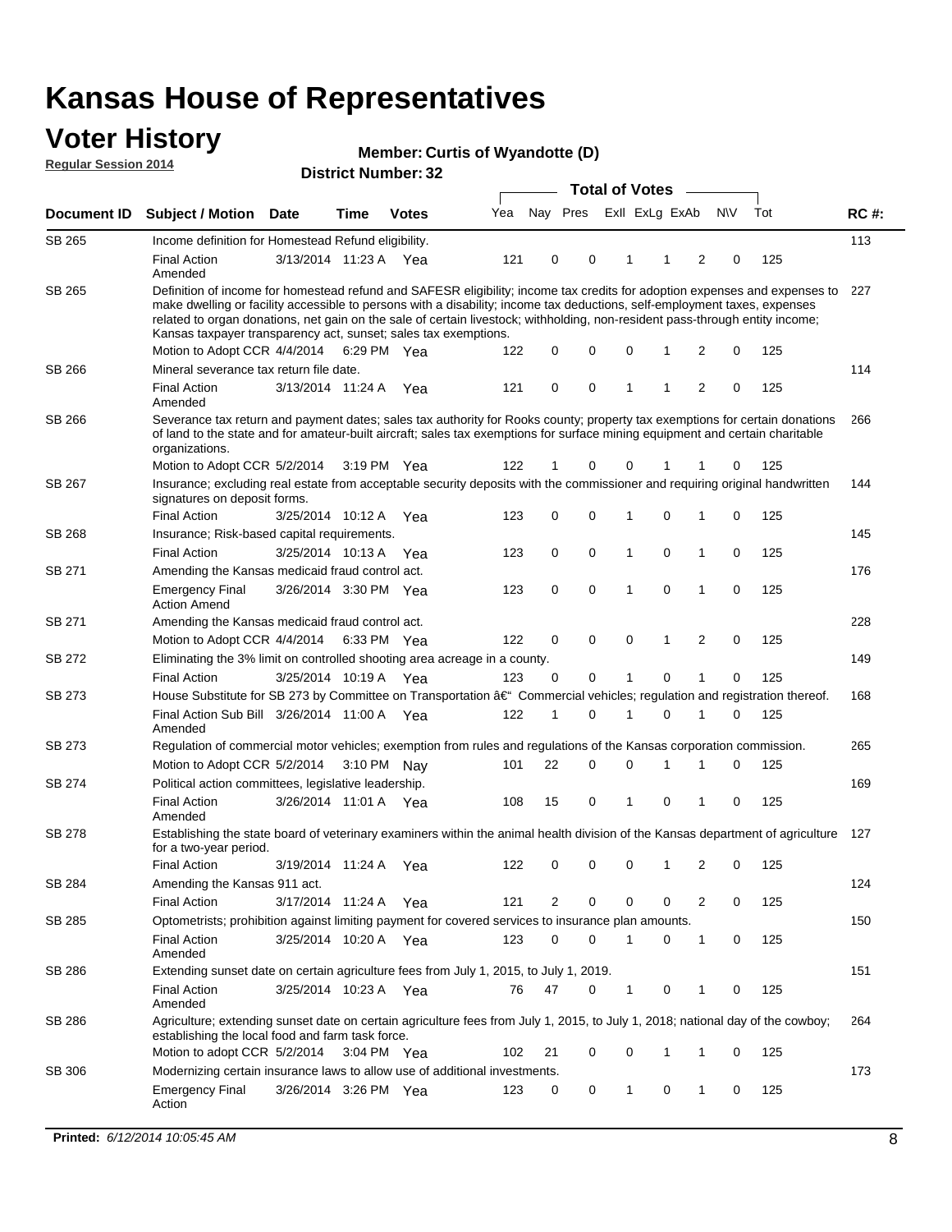# Kansas House of Representatives

## Voter History

**Regular Session 2014**

**Member: Curtis of Wyandotte (D)**

**District Number: 32**

| Document ID | Subject / Motion | Date | Time | Votes | Yea | Nay | Pres | ExII | ExLg | ExAb | N\V | Tot | RC #: |
|---|---|---|---|---|---|---|---|---|---|---|---|---|---|
| SB 265 | Income definition for Homestead Refund eligibility. | | | | | | | | | | | | 113 |
| | Final Action Amended | 3/13/2014 | 11:23 A | Yea | 121 | 0 | 0 | 1 | 1 | 2 | 0 | 125 | |
| SB 265 | Definition of income for homestead refund and SAFESR eligibility; income tax credits for adoption expenses and expenses to make dwelling or facility accessible to persons with a disability; income tax deductions, self-employment taxes, expenses related to organ donations, net gain on the sale of certain livestock; withholding, non-resident pass-through entity income; Kansas taxpayer transparency act, sunset; sales tax exemptions. | | | | | | | | | | | | 227 |
| | Motion to Adopt CCR | 4/4/2014 | 6:29 PM | Yea | 122 | 0 | 0 | 0 | 1 | 2 | 0 | 125 | |
| SB 266 | Mineral severance tax return file date. | | | | | | | | | | | | 114 |
| | Final Action Amended | 3/13/2014 | 11:24 A | Yea | 121 | 0 | 0 | 1 | 1 | 2 | 0 | 125 | |
| SB 266 | Severance tax return and payment dates; sales tax authority for Rooks county; property tax exemptions for certain donations of land to the state and for amateur-built aircraft; sales tax exemptions for surface mining equipment and certain charitable organizations. | | | | | | | | | | | | 266 |
| | Motion to Adopt CCR | 5/2/2014 | 3:19 PM | Yea | 122 | 1 | 0 | 0 | 1 | 1 | 0 | 125 | |
| SB 267 | Insurance; excluding real estate from acceptable security deposits with the commissioner and requiring original handwritten signatures on deposit forms. | | | | | | | | | | | | 144 |
| | Final Action | 3/25/2014 | 10:12 A | Yea | 123 | 0 | 0 | 1 | 0 | 1 | 0 | 125 | |
| SB 268 | Insurance; Risk-based capital requirements. | | | | | | | | | | | | 145 |
| | Final Action | 3/25/2014 | 10:13 A | Yea | 123 | 0 | 0 | 1 | 0 | 1 | 0 | 125 | |
| SB 271 | Amending the Kansas medicaid fraud control act. | | | | | | | | | | | | 176 |
| | Emergency Final Action Amend | 3/26/2014 | 3:30 PM | Yea | 123 | 0 | 0 | 1 | 0 | 1 | 0 | 125 | |
| SB 271 | Amending the Kansas medicaid fraud control act. | | | | | | | | | | | | 228 |
| | Motion to Adopt CCR | 4/4/2014 | 6:33 PM | Yea | 122 | 0 | 0 | 0 | 1 | 2 | 0 | 125 | |
| SB 272 | Eliminating the 3% limit on controlled shooting area acreage in a county. | | | | | | | | | | | | 149 |
| | Final Action | 3/25/2014 | 10:19 A | Yea | 123 | 0 | 0 | 1 | 0 | 1 | 0 | 125 | |
| SB 273 | House Substitute for SB 273 by Committee on Transportation â€" Commercial vehicles; regulation and registration thereof. | | | | | | | | | | | | 168 |
| | Final Action Sub Bill Amended | 3/26/2014 | 11:00 A | Yea | 122 | 1 | 0 | 1 | 0 | 1 | 0 | 125 | |
| SB 273 | Regulation of commercial motor vehicles; exemption from rules and regulations of the Kansas corporation commission. | | | | | | | | | | | | 265 |
| | Motion to Adopt CCR | 5/2/2014 | 3:10 PM | Nay | 101 | 22 | 0 | 0 | 1 | 1 | 0 | 125 | |
| SB 274 | Political action committees, legislative leadership. | | | | | | | | | | | | 169 |
| | Final Action Amended | 3/26/2014 | 11:01 A | Yea | 108 | 15 | 0 | 1 | 0 | 1 | 0 | 125 | |
| SB 278 | Establishing the state board of veterinary examiners within the animal health division of the Kansas department of agriculture for a two-year period. | | | | | | | | | | | | 127 |
| | Final Action | 3/19/2014 | 11:24 A | Yea | 122 | 0 | 0 | 0 | 1 | 2 | 0 | 125 | |
| SB 284 | Amending the Kansas 911 act. | | | | | | | | | | | | 124 |
| | Final Action | 3/17/2014 | 11:24 A | Yea | 121 | 2 | 0 | 0 | 0 | 2 | 0 | 125 | |
| SB 285 | Optometrists; prohibition against limiting payment for covered services to insurance plan amounts. | | | | | | | | | | | | 150 |
| | Final Action Amended | 3/25/2014 | 10:20 A | Yea | 123 | 0 | 0 | 1 | 0 | 1 | 0 | 125 | |
| SB 286 | Extending sunset date on certain agriculture fees from July 1, 2015, to July 1, 2019. | | | | | | | | | | | | 151 |
| | Final Action Amended | 3/25/2014 | 10:23 A | Yea | 76 | 47 | 0 | 1 | 0 | 1 | 0 | 125 | |
| SB 286 | Agriculture; extending sunset date on certain agriculture fees from July 1, 2015, to July 1, 2018; national day of the cowboy; establishing the local food and farm task force. | | | | | | | | | | | | 264 |
| | Motion to adopt CCR | 5/2/2014 | 3:04 PM | Yea | 102 | 21 | 0 | 0 | 1 | 1 | 0 | 125 | |
| SB 306 | Modernizing certain insurance laws to allow use of additional investments. | | | | | | | | | | | | 173 |
| | Emergency Final Action | 3/26/2014 | 3:26 PM | Yea | 123 | 0 | 0 | 1 | 0 | 1 | 0 | 125 | |

**Printed:** *6/12/2014 10:05:45 AM*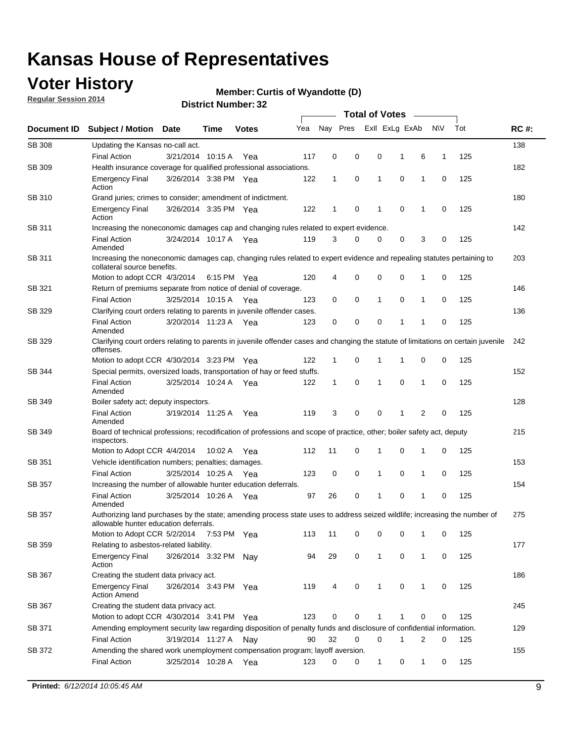# Kansas House of Representatives

## Voter History

**Regular Session 2014**

**Member: Curtis of Wyandotte (D)**

**District Number: 32**

| Document ID | Subject / Motion | Date | Time | Votes | Yea | Nay | Pres | ExII | ExLg | ExAb | N\V | Tot | RC #: |
|---|---|---|---|---|---|---|---|---|---|---|---|---|---|
| SB 308 | Updating the Kansas no-call act. | | | | | | | | | | | | 138 |
| | Final Action | 3/21/2014 | 10:15 A | Yea | 117 | 0 | 0 | 0 | 1 | 6 | 1 | 125 | |
| SB 309 | Health insurance coverage for qualified professional associations. | | | | | | | | | | | | 182 |
| | Emergency Final Action | 3/26/2014 | 3:38 PM | Yea | 122 | 1 | 0 | 1 | 0 | 1 | 0 | 125 | |
| SB 310 | Grand juries; crimes to consider; amendment of indictment. | | | | | | | | | | | | 180 |
| | Emergency Final Action | 3/26/2014 | 3:35 PM | Yea | 122 | 1 | 0 | 1 | 0 | 1 | 0 | 125 | |
| SB 311 | Increasing the noneconomic damages cap and changing rules related to expert evidence. | | | | | | | | | | | | 142 |
| | Final Action Amended | 3/24/2014 | 10:17 A | Yea | 119 | 3 | 0 | 0 | 0 | 3 | 0 | 125 | |
| SB 311 | Increasing the noneconomic damages cap, changing rules related to expert evidence and repealing statutes pertaining to collateral source benefits. | | | | | | | | | | | | 203 |
| | Motion to adopt CCR | 4/3/2014 | 6:15 PM | Yea | 120 | 4 | 0 | 0 | 0 | 1 | 0 | 125 | |
| SB 321 | Return of premiums separate from notice of denial of coverage. | | | | | | | | | | | | 146 |
| | Final Action | 3/25/2014 | 10:15 A | Yea | 123 | 0 | 0 | 1 | 0 | 1 | 0 | 125 | |
| SB 329 | Clarifying court orders relating to parents in juvenile offender cases. | | | | | | | | | | | | 136 |
| | Final Action Amended | 3/20/2014 | 11:23 A | Yea | 123 | 0 | 0 | 0 | 1 | 1 | 0 | 125 | |
| SB 329 | Clarifying court orders relating to parents in juvenile offender cases and changing the statute of limitations on certain juvenile offenses. | | | | | | | | | | | | 242 |
| | Motion to adopt CCR | 4/30/2014 | 3:23 PM | Yea | 122 | 1 | 0 | 1 | 1 | 0 | 0 | 125 | |
| SB 344 | Special permits, oversized loads, transportation of hay or feed stuffs. | | | | | | | | | | | | 152 |
| | Final Action Amended | 3/25/2014 | 10:24 A | Yea | 122 | 1 | 0 | 1 | 0 | 1 | 0 | 125 | |
| SB 349 | Boiler safety act; deputy inspectors. | | | | | | | | | | | | 128 |
| | Final Action Amended | 3/19/2014 | 11:25 A | Yea | 119 | 3 | 0 | 0 | 1 | 2 | 0 | 125 | |
| SB 349 | Board of technical professions; recodification of professions and scope of practice, other; boiler safety act, deputy inspectors. | | | | | | | | | | | | 215 |
| | Motion to Adopt CCR | 4/4/2014 | 10:02 A | Yea | 112 | 11 | 0 | 1 | 0 | 1 | 0 | 125 | |
| SB 351 | Vehicle identification numbers; penalties; damages. | | | | | | | | | | | | 153 |
| | Final Action | 3/25/2014 | 10:25 A | Yea | 123 | 0 | 0 | 1 | 0 | 1 | 0 | 125 | |
| SB 357 | Increasing the number of allowable hunter education deferrals. | | | | | | | | | | | | 154 |
| | Final Action Amended | 3/25/2014 | 10:26 A | Yea | 97 | 26 | 0 | 1 | 0 | 1 | 0 | 125 | |
| SB 357 | Authorizing land purchases by the state; amending process state uses to address seized wildlife; increasing the number of allowable hunter education deferrals. | | | | | | | | | | | | 275 |
| | Motion to Adopt CCR | 5/2/2014 | 7:53 PM | Yea | 113 | 11 | 0 | 0 | 0 | 1 | 0 | 125 | |
| SB 359 | Relating to asbestos-related liability. | | | | | | | | | | | | 177 |
| | Emergency Final Action | 3/26/2014 | 3:32 PM | Nay | 94 | 29 | 0 | 1 | 0 | 1 | 0 | 125 | |
| SB 367 | Creating the student data privacy act. | | | | | | | | | | | | 186 |
| | Emergency Final Action Amend | 3/26/2014 | 3:43 PM | Yea | 119 | 4 | 0 | 1 | 0 | 1 | 0 | 125 | |
| SB 367 | Creating the student data privacy act. | | | | | | | | | | | | 245 |
| | Motion to adopt CCR | 4/30/2014 | 3:41 PM | Yea | 123 | 0 | 0 | 1 | 1 | 0 | 0 | 125 | |
| SB 371 | Amending employment security law regarding disposition of penalty funds and disclosure of confidential information. | | | | | | | | | | | | 129 |
| | Final Action | 3/19/2014 | 11:27 A | Nay | 90 | 32 | 0 | 0 | 1 | 2 | 0 | 125 | |
| SB 372 | Amending the shared work unemployment compensation program; layoff aversion. | | | | | | | | | | | | 155 |
| | Final Action | 3/25/2014 | 10:28 A | Yea | 123 | 0 | 0 | 1 | 0 | 1 | 0 | 125 | |

**Printed:** *6/12/2014 10:05:45 AM*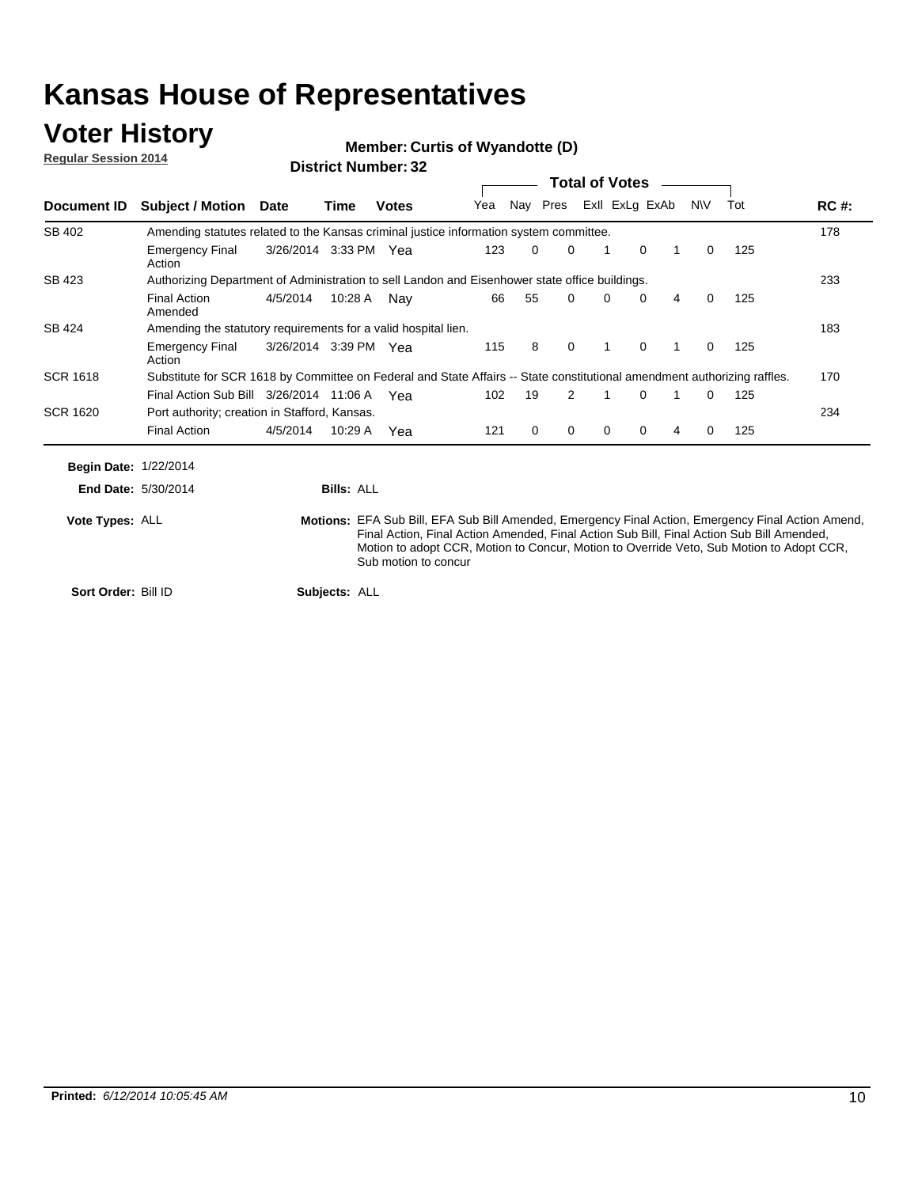# Kansas House of Representatives

## Voter History

**Regular Session 2014**

**Member: Curtis of Wyandotte (D)**

**District Number: 32**

| Document ID | Subject / Motion | Date | Time | Votes | Yea | Nay | Pres | ExII | ExLg | ExAb | N\V | Tot | RC #: |
|---|---|---|---|---|---|---|---|---|---|---|---|---|---|
| SB 402 | Amending statutes related to the Kansas criminal justice information system committee. | | | | | | | | | | | | 178 |
| | Emergency Final Action | 3/26/2014 | 3:33 PM | Yea | 123 | 0 | 0 | 1 | 0 | 1 | 0 | 125 | |
| SB 423 | Authorizing Department of Administration to sell Landon and Eisenhower state office buildings. | | | | | | | | | | | | 233 |
| | Final Action Amended | 4/5/2014 | 10:28 A | Nay | 66 | 55 | 0 | 0 | 0 | 4 | 0 | 125 | |
| SB 424 | Amending the statutory requirements for a valid hospital lien. | | | | | | | | | | | | 183 |
| | Emergency Final Action | 3/26/2014 | 3:39 PM | Yea | 115 | 8 | 0 | 1 | 0 | 1 | 0 | 125 | |
| SCR 1618 | Substitute for SCR 1618 by Committee on Federal and State Affairs -- State constitutional amendment authorizing raffles. | | | | | | | | | | | | 170 |
| | Final Action Sub Bill | 3/26/2014 | 11:06 A | Yea | 102 | 19 | 2 | 1 | 0 | 1 | 0 | 125 | |
| SCR 1620 | Port authority; creation in Stafford, Kansas. | | | | | | | | | | | | 234 |
| | Final Action | 4/5/2014 | 10:29 A | Yea | 121 | 0 | 0 | 0 | 0 | 4 | 0 | 125 | |

**Begin Date:** 1/22/2014

**End Date:** 5/30/2014

**Bills:** ALL

**Vote Types:** ALL

**Motions:** EFA Sub Bill, EFA Sub Bill Amended, Emergency Final Action, Emergency Final Action Amend, Final Action, Final Action Amended, Final Action Sub Bill, Final Action Sub Bill Amended, Motion to adopt CCR, Motion to Concur, Motion to Override Veto, Sub Motion to Adopt CCR, Sub motion to concur

**Sort Order:** Bill ID

**Subjects:** ALL

**Printed:** *6/12/2014 10:05:45 AM*